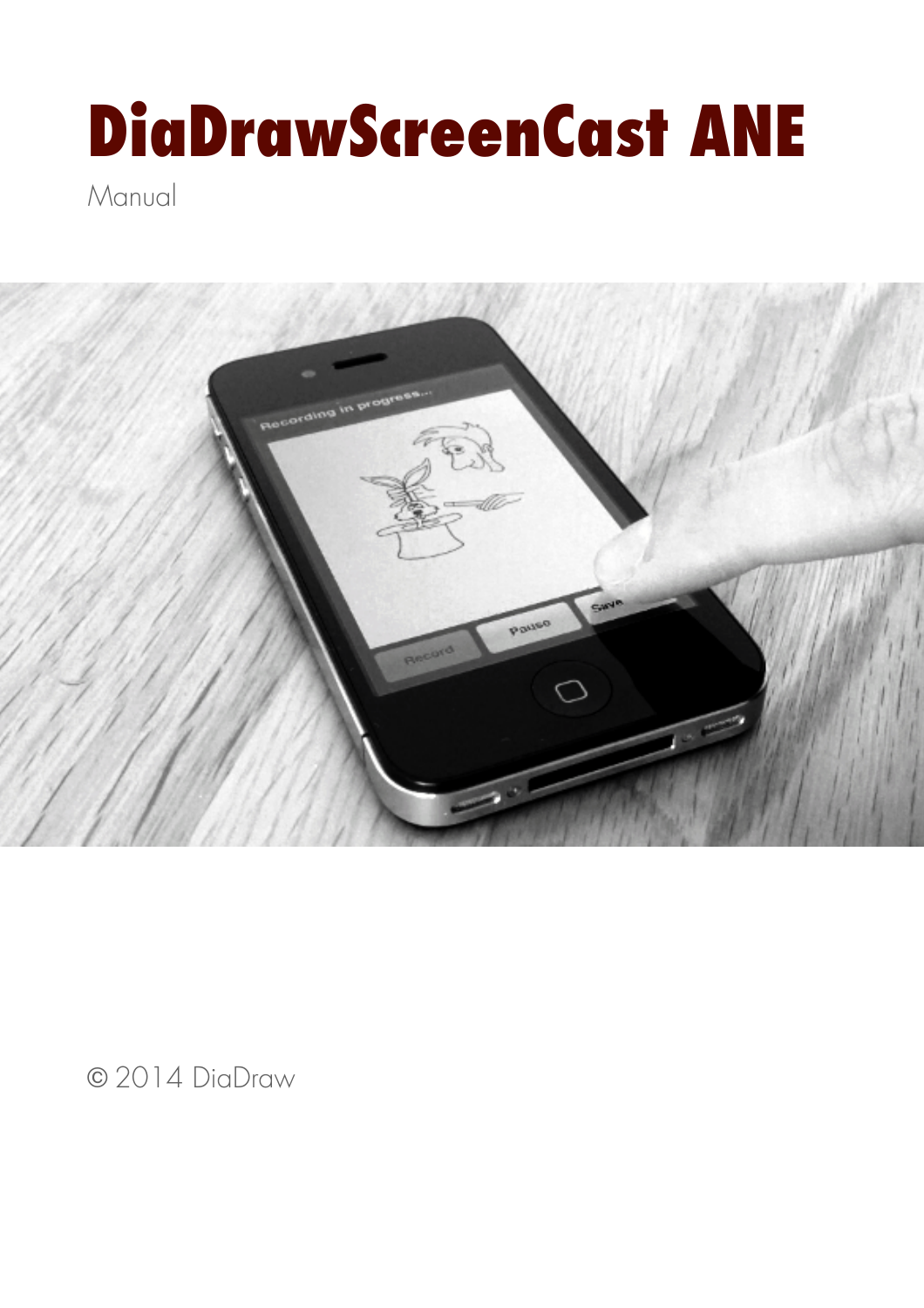# DiaDrawScreenCast ANE

Manual

© 2014 DiaDraw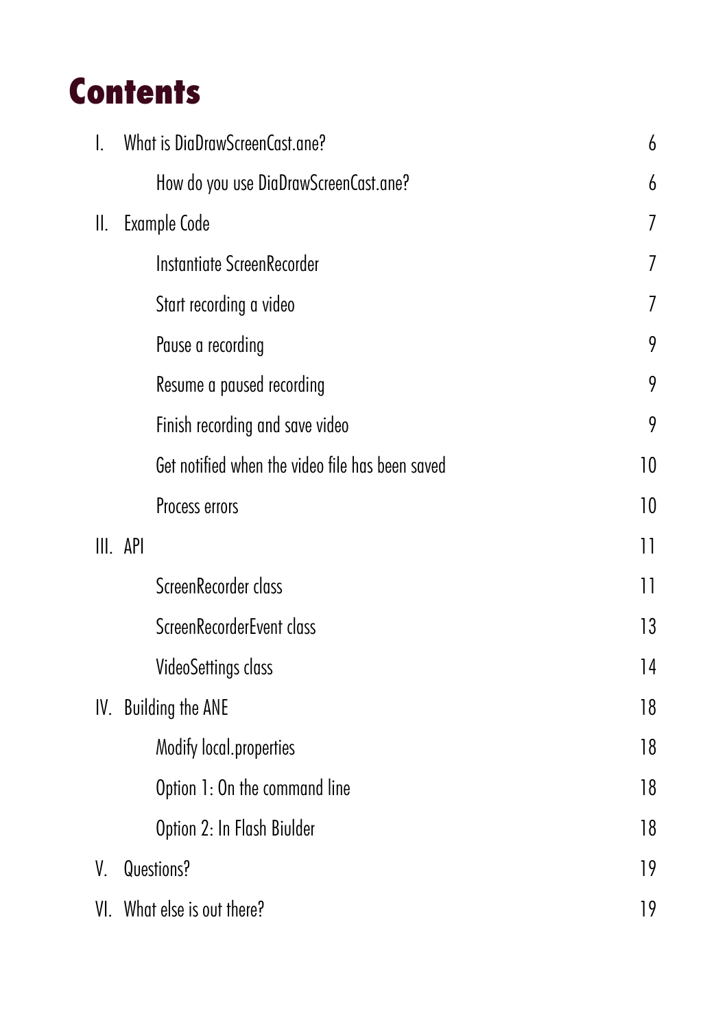# Contents

| | | |
|---|---|---|
| I. | What is DiaDrawScreenCast.ane? | 6 |
| | How do you use DiaDrawScreenCast.ane? | 6 |
| II. | Example Code | 7 |
| | Instantiate ScreenRecorder | 7 |
| | Start recording a video | 7 |
| | Pause a recording | 9 |
| | Resume a paused recording | 9 |
| | Finish recording and save video | 9 |
| | Get notified when the video file has been saved | 10 |
| | Process errors | 10 |
| III. | API | 11 |
| | ScreenRecorder class | 11 |
| | ScreenRecorderEvent class | 13 |
| | VideoSettings class | 14 |
| IV. | Building the ANE | 18 |
| | Modify local.properties | 18 |
| | Option 1: On the command line | 18 |
| | Option 2: In Flash Biulder | 18 |
| V. | Questions? | 19 |
| VI. | What else is out there? | 19 |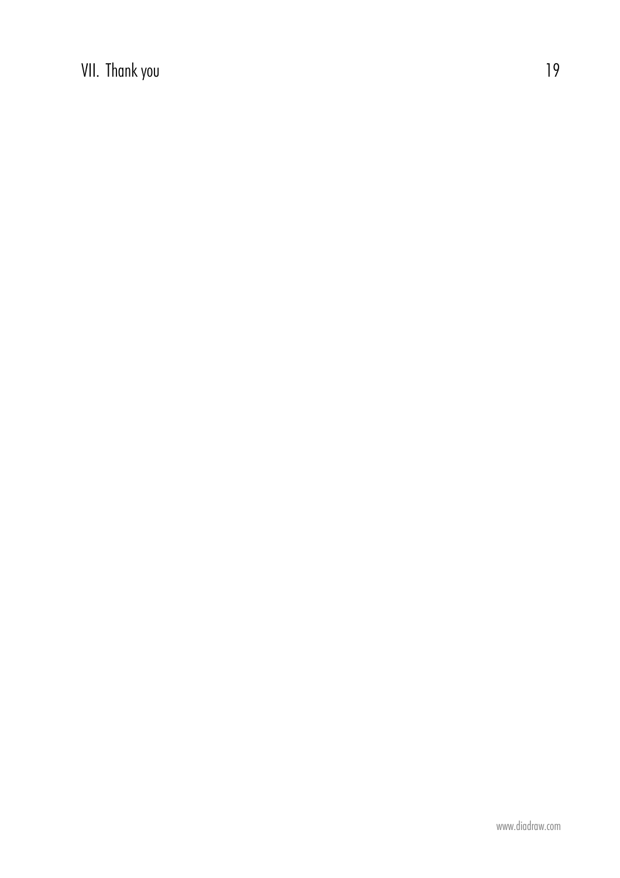# VII. Thank you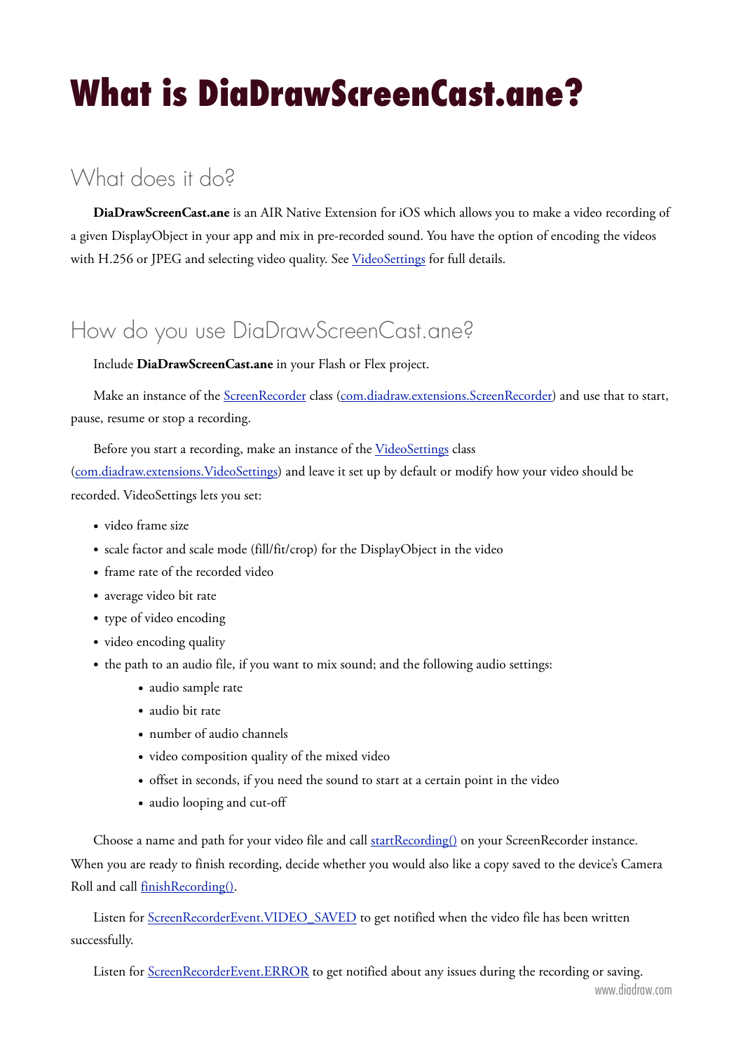# What is DiaDrawScreenCast.ane?

## What does it do?

**DiaDrawScreenCast.ane** is an AIR Native Extension for iOS which allows you to make a video recording of a given DisplayObject in your app and mix in pre-recorded sound. You have the option of encoding the videos with H.256 or JPEG and selecting video quality. See VideoSettings for full details.

## How do you use DiaDrawScreenCast.ane?

Include **DiaDrawScreenCast.ane** in your Flash or Flex project.

Make an instance of the ScreenRecorder class (com.diadraw.extensions.ScreenRecorder) and use that to start, pause, resume or stop a recording.

Before you start a recording, make an instance of the VideoSettings class (com.diadraw.extensions.VideoSettings) and leave it set up by default or modify how your video should be recorded. VideoSettings lets you set:

- video frame size
- scale factor and scale mode (fill/fit/crop) for the DisplayObject in the video
- frame rate of the recorded video
- average video bit rate
- type of video encoding
- video encoding quality
- the path to an audio file, if you want to mix sound; and the following audio settings:
    - audio sample rate
    - audio bit rate
    - number of audio channels
    - video composition quality of the mixed video
    - offset in seconds, if you need the sound to start at a certain point in the video
    - audio looping and cut-off

Choose a name and path for your video file and call startRecording() on your ScreenRecorder instance. When you are ready to finish recording, decide whether you would also like a copy saved to the device's Camera Roll and call finishRecording().

Listen for ScreenRecorderEvent.VIDEO_SAVED to get notified when the video file has been written successfully.

Listen for ScreenRecorderEvent.ERROR to get notified about any issues during the recording or saving.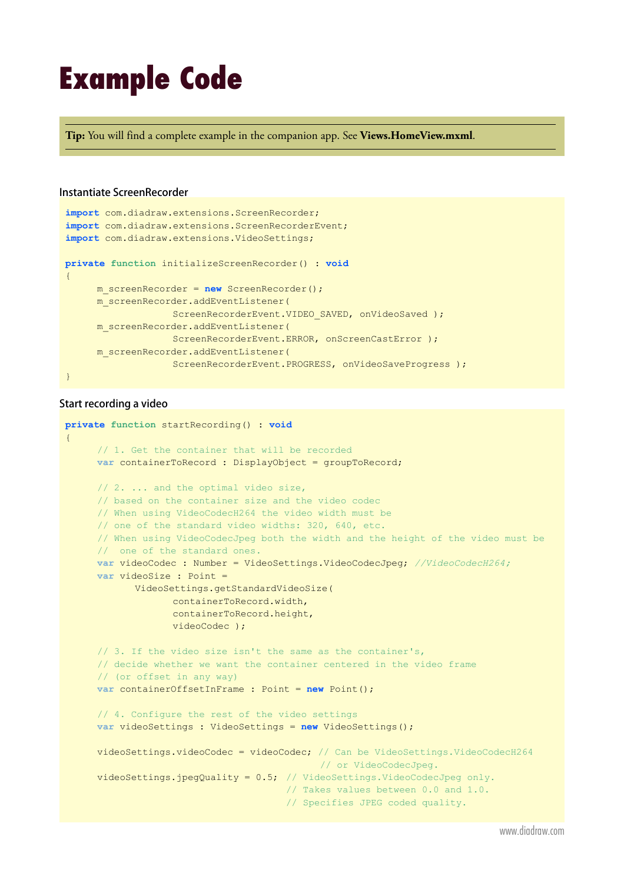# Example Code

**Tip:** You will find a complete example in the companion app. See **Views.HomeView.mxml**.

### Instantiate ScreenRecorder

```
import com.diadraw.extensions.ScreenRecorder;
import com.diadraw.extensions.ScreenRecorderEvent;
import com.diadraw.extensions.VideoSettings;

private function initializeScreenRecorder() : void
{
      m_screenRecorder = new ScreenRecorder();
      m_screenRecorder.addEventListener(
                  ScreenRecorderEvent.VIDEO_SAVED, onVideoSaved );
      m_screenRecorder.addEventListener(
                  ScreenRecorderEvent.ERROR, onScreenCastError );
      m_screenRecorder.addEventListener(
                  ScreenRecorderEvent.PROGRESS, onVideoSaveProgress );
}
```

### Start recording a video

```
private function startRecording() : void
{
      // 1. Get the container that will be recorded
      var containerToRecord : DisplayObject = groupToRecord;

      // 2. ... and the optimal video size,
      // based on the container size and the video codec
      // When using VideoCodecH264 the video width must be
      // one of the standard video widths: 320, 640, etc.
      // When using VideoCodecJpeg both the width and the height of the video must be
      //  one of the standard ones.
      var videoCodec : Number = VideoSettings.VideoCodecJpeg; //VideoCodecH264;
      var videoSize : Point =
            VideoSettings.getStandardVideoSize(
                  containerToRecord.width,
                  containerToRecord.height,
                  videoCodec );

      // 3. If the video size isn't the same as the container's,
      // decide whether we want the container centered in the video frame
      // (or offset in any way)
      var containerOffsetInFrame : Point = new Point();

      // 4. Configure the rest of the video settings
      var videoSettings : VideoSettings = new VideoSettings();

      videoSettings.videoCodec = videoCodec; // Can be VideoSettings.VideoCodecH264
                                              // or VideoCodecJpeg.
      videoSettings.jpegQuality = 0.5;  // VideoSettings.VideoCodecJpeg only.
                                        // Takes values between 0.0 and 1.0.
                                        // Specifies JPEG coded quality.
```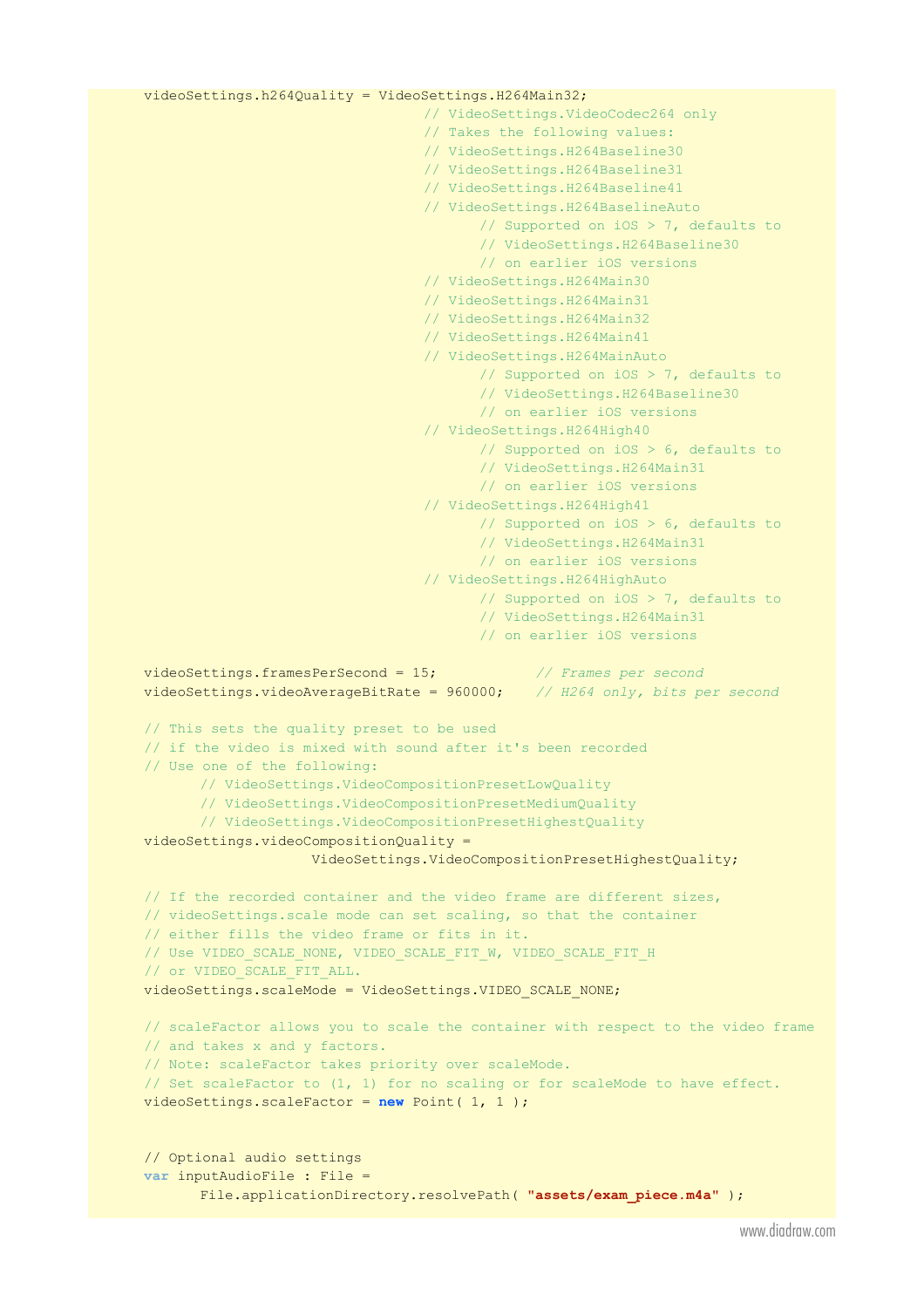```
videoSettings.h264Quality = VideoSettings.H264Main32;
                                // VideoSettings.VideoCodec264 only
                                // Takes the following values:
                                // VideoSettings.H264Baseline30
                                // VideoSettings.H264Baseline31
                                // VideoSettings.H264Baseline41
                                // VideoSettings.H264BaselineAuto
                                       // Supported on iOS > 7, defaults to
                                       // VideoSettings.H264Baseline30
                                       // on earlier iOS versions
                                // VideoSettings.H264Main30
                                // VideoSettings.H264Main31
                                // VideoSettings.H264Main32
                                // VideoSettings.H264Main41
                                // VideoSettings.H264MainAuto
                                       // Supported on iOS > 7, defaults to
                                       // VideoSettings.H264Baseline30
                                       // on earlier iOS versions
                                // VideoSettings.H264High40
                                       // Supported on iOS > 6, defaults to
                                       // VideoSettings.H264Main31
                                       // on earlier iOS versions
                                // VideoSettings.H264High41
                                       // Supported on iOS > 6, defaults to
                                       // VideoSettings.H264Main31
                                       // on earlier iOS versions
                                // VideoSettings.H264HighAuto
                                       // Supported on iOS > 7, defaults to
                                       // VideoSettings.H264Main31
                                       // on earlier iOS versions

videoSettings.framesPerSecond = 15;           // Frames per second
videoSettings.videoAverageBitRate = 960000;   // H264 only, bits per second

// This sets the quality preset to be used
// if the video is mixed with sound after it's been recorded
// Use one of the following:
      // VideoSettings.VideoCompositionPresetLowQuality
      // VideoSettings.VideoCompositionPresetMediumQuality
      // VideoSettings.VideoCompositionPresetHighestQuality
videoSettings.videoCompositionQuality =
                  VideoSettings.VideoCompositionPresetHighestQuality;

// If the recorded container and the video frame are different sizes,
// videoSettings.scale mode can set scaling, so that the container
// either fills the video frame or fits in it.
// Use VIDEO_SCALE_NONE, VIDEO_SCALE_FIT_W, VIDEO_SCALE_FIT_H
// or VIDEO_SCALE_FIT_ALL.
videoSettings.scaleMode = VideoSettings.VIDEO_SCALE_NONE;

// scaleFactor allows you to scale the container with respect to the video frame
// and takes x and y factors.
// Note: scaleFactor takes priority over scaleMode.
// Set scaleFactor to (1, 1) for no scaling or for scaleMode to have effect.
videoSettings.scaleFactor = new Point( 1, 1 );


// Optional audio settings
var inputAudioFile : File =
      File.applicationDirectory.resolvePath( "assets/exam_piece.m4a" );
```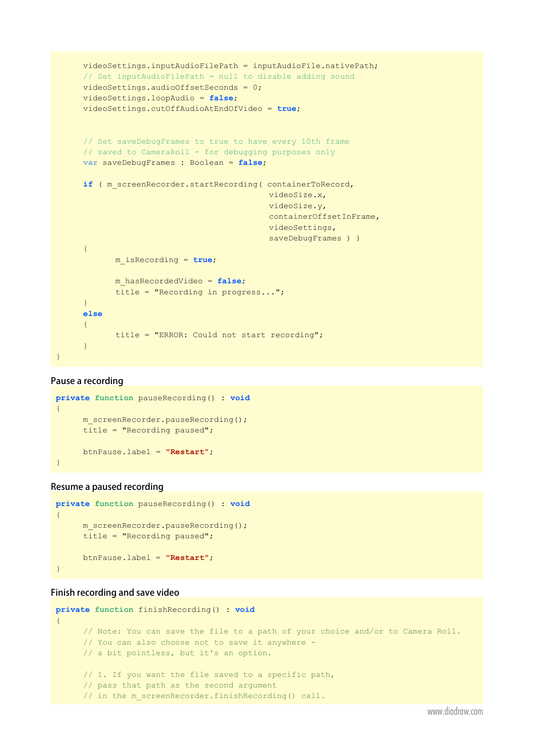```
      videoSettings.inputAudioFilePath = inputAudioFile.nativePath;
      // Set inputAudioFilePath = null to disable adding sound
      videoSettings.audioOffsetSeconds = 0;
      videoSettings.loopAudio = false;
      videoSettings.cutOffAudioAtEndOfVideo = true;


      // Set saveDebugFrames to true to have every 10th frame
      // saved to CameraRoll - for debugging purposes only
      var saveDebugFrames : Boolean = false;

      if ( m_screenRecorder.startRecording( containerToRecord,
                                            videoSize.x,
                                            videoSize.y,
                                            containerOffsetInFrame,
                                            videoSettings,
                                            saveDebugFrames ) )
      {
            m_isRecording = true;

            m_hasRecordedVideo = false;
            title = "Recording in progress...";
      }
      else
      {
            title = "ERROR: Could not start recording";
      }
}
```

### Pause a recording

```
private function pauseRecording() : void
{
      m_screenRecorder.pauseRecording();
      title = "Recording paused";

      btnPause.label = "Restart";
}
```

### Resume a paused recording

```
private function pauseRecording() : void
{
      m_screenRecorder.pauseRecording();
      title = "Recording paused";

      btnPause.label = "Restart";
}
```

### Finish recording and save video

```
private function finishRecording() : void
{
      // Note: You can save the file to a path of your choice and/or to Camera Roll.
      // You can also choose not to save it anywhere -
      // a bit pointless, but it's an option.

      // 1. If you want the file saved to a specific path,
      // pass that path as the second argument
      // in the m_screenRecorder.finishRecording() call.
```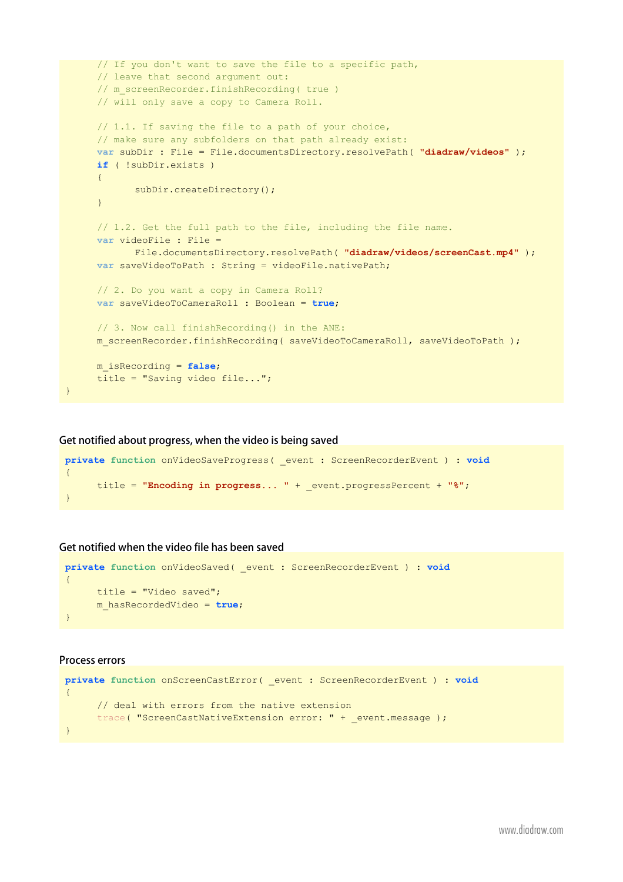```
        // If you don't want to save the file to a specific path,
        // leave that second argument out:
        // m_screenRecorder.finishRecording( true )
        // will only save a copy to Camera Roll.

        // 1.1. If saving the file to a path of your choice,
        // make sure any subfolders on that path already exist:
        var subDir : File = File.documentsDirectory.resolvePath( "diadraw/videos" );
        if ( !subDir.exists )
        {
                subDir.createDirectory();
        }

        // 1.2. Get the full path to the file, including the file name.
        var videoFile : File =
                File.documentsDirectory.resolvePath( "diadraw/videos/screenCast.mp4" );
        var saveVideoToPath : String = videoFile.nativePath;

        // 2. Do you want a copy in Camera Roll?
        var saveVideoToCameraRoll : Boolean = true;

        // 3. Now call finishRecording() in the ANE:
        m_screenRecorder.finishRecording( saveVideoToCameraRoll, saveVideoToPath );

        m_isRecording = false;
        title = "Saving video file...";
}
```

### Get notified about progress, when the video is being saved

```
private function onVideoSaveProgress( _event : ScreenRecorderEvent ) : void
{
        title = "Encoding in progress... " + _event.progressPercent + "%";
}
```

### Get notified when the video file has been saved

```
private function onVideoSaved( _event : ScreenRecorderEvent ) : void
{
        title = "Video saved";
        m_hasRecordedVideo = true;
}
```

### Process errors

```
private function onScreenCastError( _event : ScreenRecorderEvent ) : void
{
        // deal with errors from the native extension
        trace( "ScreenCastNativeExtension error: " + _event.message );
}
```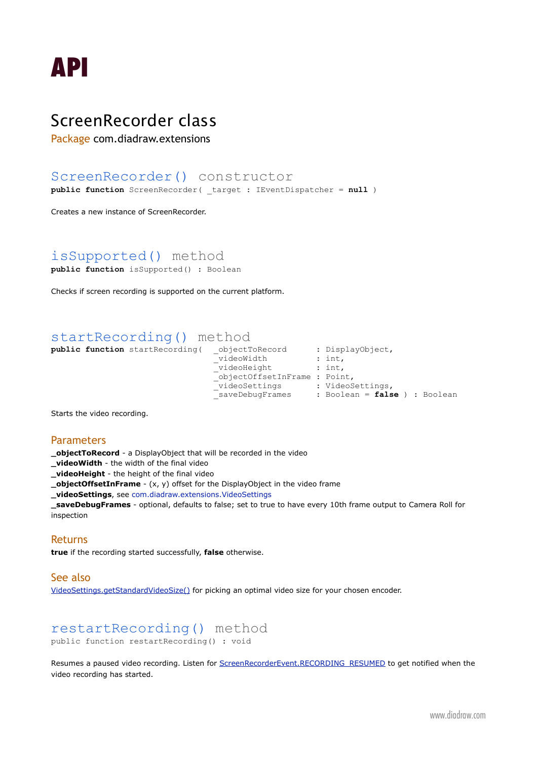# API

## ScreenRecorder class

Package com.diadraw.extensions

### ScreenRecorder() constructor

```
public function ScreenRecorder( _target : IEventDispatcher = null )
```

Creates a new instance of ScreenRecorder.

### isSupported() method

```
public function isSupported() : Boolean
```

Checks if screen recording is supported on the current platform.

### startRecording() method

```
public function startRecording( _objectToRecord      : DisplayObject,
                                _videoWidth          : int,
                                _videoHeight         : int,
                                _objectOffsetInFrame : Point,
                                _videoSettings       : VideoSettings,
                                _saveDebugFrames     : Boolean = false ) : Boolean
```

Starts the video recording.

#### Parameters

**_objectToRecord** - a DisplayObject that will be recorded in the video
**_videoWidth** - the width of the final video
**_videoHeight** - the height of the final video
**_objectOffsetInFrame** - (x, y) offset for the DisplayObject in the video frame
**_videoSettings**, see com.diadraw.extensions.VideoSettings
**_saveDebugFrames** - optional, defaults to false; set to true to have every 10th frame output to Camera Roll for inspection

#### Returns

**true** if the recording started successfully, **false** otherwise.

#### See also

VideoSettings.getStandardVideoSize() for picking an optimal video size for your chosen encoder.

### restartRecording() method

```
public function restartRecording() : void
```

Resumes a paused video recording. Listen for ScreenRecorderEvent.RECORDING_RESUMED to get notified when the video recording has started.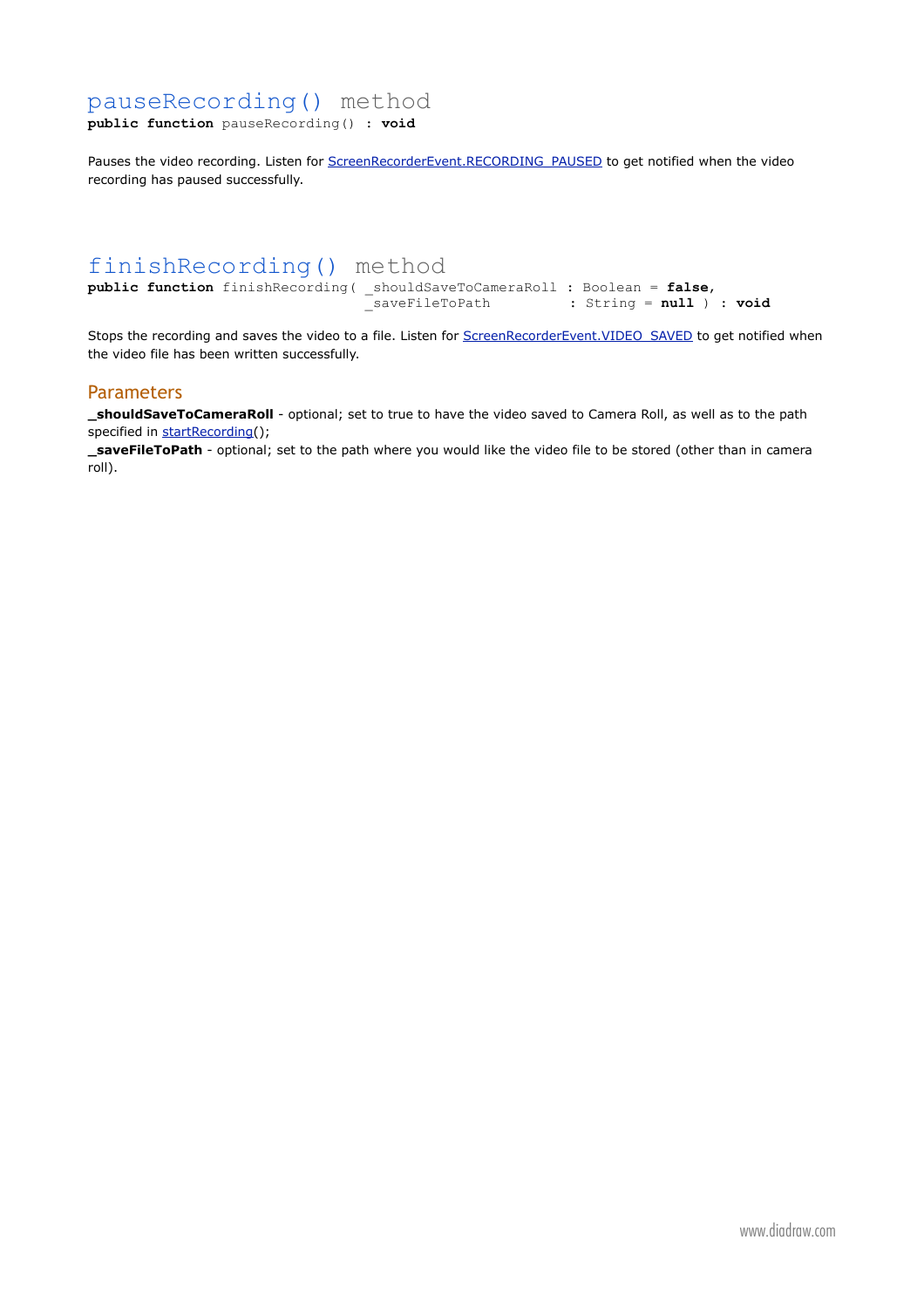## pauseRecording() method

```
public function pauseRecording() : void
```

Pauses the video recording. Listen for ScreenRecorderEvent.RECORDING_PAUSED to get notified when the video recording has paused successfully.

## finishRecording() method

```
public function finishRecording( _shouldSaveToCameraRoll : Boolean = false,
                                 _saveFileToPath         : String = null ) : void
```

Stops the recording and saves the video to a file. Listen for ScreenRecorderEvent.VIDEO_SAVED to get notified when the video file has been written successfully.

### Parameters

**_shouldSaveToCameraRoll** - optional; set to true to have the video saved to Camera Roll, as well as to the path specified in startRecording();
**_saveFileToPath** - optional; set to the path where you would like the video file to be stored (other than in camera roll).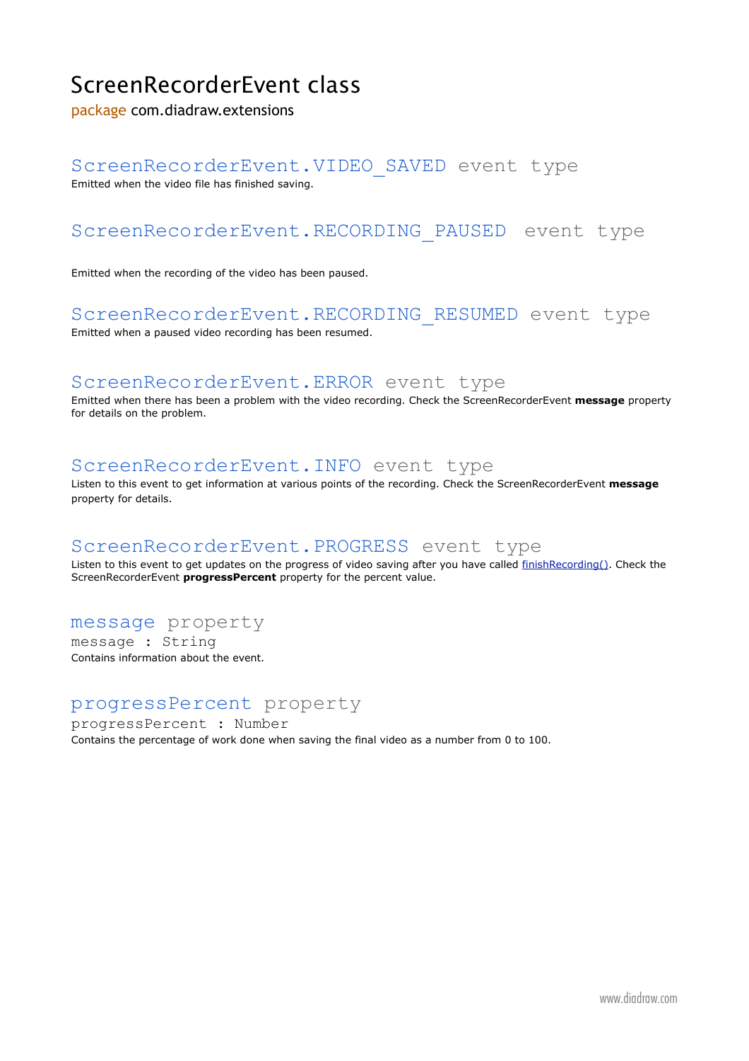# ScreenRecorderEvent class

package com.diadraw.extensions

## ScreenRecorderEvent.VIDEO_SAVED event type

Emitted when the video file has finished saving.

## ScreenRecorderEvent.RECORDING_PAUSED event type

Emitted when the recording of the video has been paused.

## ScreenRecorderEvent.RECORDING_RESUMED event type

Emitted when a paused video recording has been resumed.

## ScreenRecorderEvent.ERROR event type

Emitted when there has been a problem with the video recording. Check the ScreenRecorderEvent **message** property for details on the problem.

## ScreenRecorderEvent.INFO event type

Listen to this event to get information at various points of the recording. Check the ScreenRecorderEvent **message** property for details.

## ScreenRecorderEvent.PROGRESS event type

Listen to this event to get updates on the progress of video saving after you have called finishRecording(). Check the ScreenRecorderEvent **progressPercent** property for the percent value.

## message property

```
message : String
```

Contains information about the event.

## progressPercent property

```
progressPercent : Number
```

Contains the percentage of work done when saving the final video as a number from 0 to 100.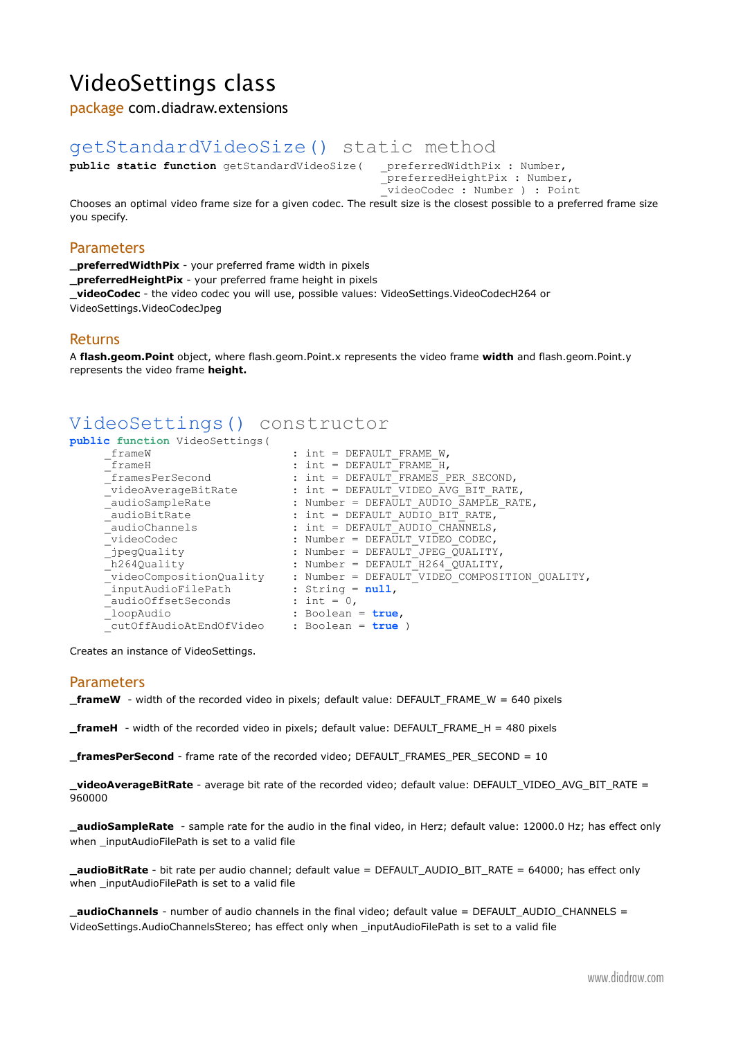# VideoSettings class

package com.diadraw.extensions

## getStandardVideoSize() static method

```
public static function getStandardVideoSize(  _preferredWidthPix : Number,
                                               _preferredHeightPix : Number,
                                               _videoCodec : Number ) : Point
```

Chooses an optimal video frame size for a given codec. The result size is the closest possible to a preferred frame size you specify.

### Parameters

**_preferredWidthPix** - your preferred frame width in pixels
**_preferredHeightPix** - your preferred frame height in pixels
**_videoCodec** - the video codec you will use, possible values: VideoSettings.VideoCodecH264 or VideoSettings.VideoCodecJpeg

### Returns

A **flash.geom.Point** object, where flash.geom.Point.x represents the video frame **width** and flash.geom.Point.y represents the video frame **height.**

## VideoSettings() constructor

```
public function VideoSettings(
      _frameW                        : int = DEFAULT_FRAME_W,
      _frameH                        : int = DEFAULT_FRAME_H,
      _framesPerSecond               : int = DEFAULT_FRAMES_PER_SECOND,
      _videoAverageBitRate           : int = DEFAULT_VIDEO_AVG_BIT_RATE,
      _audioSampleRate               : Number = DEFAULT_AUDIO_SAMPLE_RATE,
      _audioBitRate                  : int = DEFAULT_AUDIO_BIT_RATE,
      _audioChannels                 : int = DEFAULT_AUDIO_CHANNELS,
      _videoCodec                    : Number = DEFAULT_VIDEO_CODEC,
      _jpegQuality                   : Number = DEFAULT_JPEG_QUALITY,
      _h264Quality                   : Number = DEFAULT_H264_QUALITY,
      _videoCompositionQuality       : Number = DEFAULT_VIDEO_COMPOSITION_QUALITY,
      _inputAudioFilePath            : String = null,
      _audioOffsetSeconds            : int = 0,
      _loopAudio                     : Boolean = true,
      _cutOffAudioAtEndOfVideo       : Boolean = true )
```

Creates an instance of VideoSettings.

### Parameters

**_frameW** - width of the recorded video in pixels; default value: DEFAULT_FRAME_W = 640 pixels

**_frameH** - width of the recorded video in pixels; default value: DEFAULT_FRAME_H = 480 pixels

**_framesPerSecond** - frame rate of the recorded video; DEFAULT_FRAMES_PER_SECOND = 10

**_videoAverageBitRate** - average bit rate of the recorded video; default value: DEFAULT_VIDEO_AVG_BIT_RATE = 960000

**_audioSampleRate** - sample rate for the audio in the final video, in Herz; default value: 12000.0 Hz; has effect only when _inputAudioFilePath is set to a valid file

**_audioBitRate** - bit rate per audio channel; default value = DEFAULT_AUDIO_BIT_RATE = 64000; has effect only when _inputAudioFilePath is set to a valid file

**_audioChannels** - number of audio channels in the final video; default value = DEFAULT_AUDIO_CHANNELS = VideoSettings.AudioChannelsStereo; has effect only when _inputAudioFilePath is set to a valid file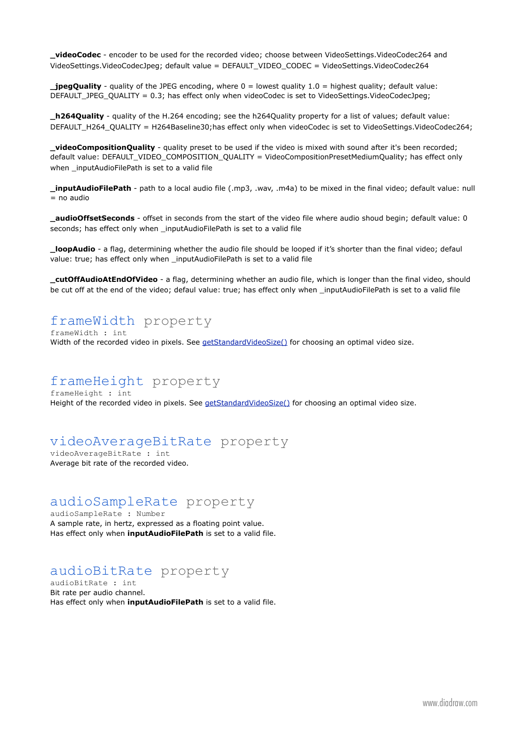**_videoCodec** - encoder to be used for the recorded video; choose between VideoSettings.VideoCodec264 and VideoSettings.VideoCodecJpeg; default value = DEFAULT_VIDEO_CODEC = VideoSettings.VideoCodec264

**_jpegQuality** - quality of the JPEG encoding, where 0 = lowest quality 1.0 = highest quality; default value: DEFAULT_JPEG_QUALITY = 0.3; has effect only when videoCodec is set to VideoSettings.VideoCodecJpeg;

**_h264Quality** - quality of the H.264 encoding; see the h264Quality property for a list of values; default value: DEFAULT_H264_QUALITY = H264Baseline30;has effect only when videoCodec is set to VideoSettings.VideoCodec264;

**_videoCompositionQuality** - quality preset to be used if the video is mixed with sound after it's been recorded; default value: DEFAULT_VIDEO_COMPOSITION_QUALITY = VideoCompositionPresetMediumQuality; has effect only when _inputAudioFilePath is set to a valid file

**_inputAudioFilePath** - path to a local audio file (.mp3, .wav, .m4a) to be mixed in the final video; default value: null = no audio

**_audioOffsetSeconds** - offset in seconds from the start of the video file where audio shoud begin; default value: 0 seconds; has effect only when _inputAudioFilePath is set to a valid file

**_loopAudio** - a flag, determining whether the audio file should be looped if it's shorter than the final video; defaul value: true; has effect only when _inputAudioFilePath is set to a valid file

**_cutOffAudioAtEndOfVideo** - a flag, determining whether an audio file, which is longer than the final video, should be cut off at the end of the video; defaul value: true; has effect only when _inputAudioFilePath is set to a valid file

## frameWidth property

```
frameWidth : int
```

Width of the recorded video in pixels. See getStandardVideoSize() for choosing an optimal video size.

## frameHeight property

```
frameHeight : int
```

Height of the recorded video in pixels. See getStandardVideoSize() for choosing an optimal video size.

## videoAverageBitRate property

```
videoAverageBitRate : int
```

Average bit rate of the recorded video.

## audioSampleRate property

```
audioSampleRate : Number
```

A sample rate, in hertz, expressed as a floating point value.
Has effect only when **inputAudioFilePath** is set to a valid file.

## audioBitRate property

```
audioBitRate : int
```

Bit rate per audio channel.
Has effect only when **inputAudioFilePath** is set to a valid file.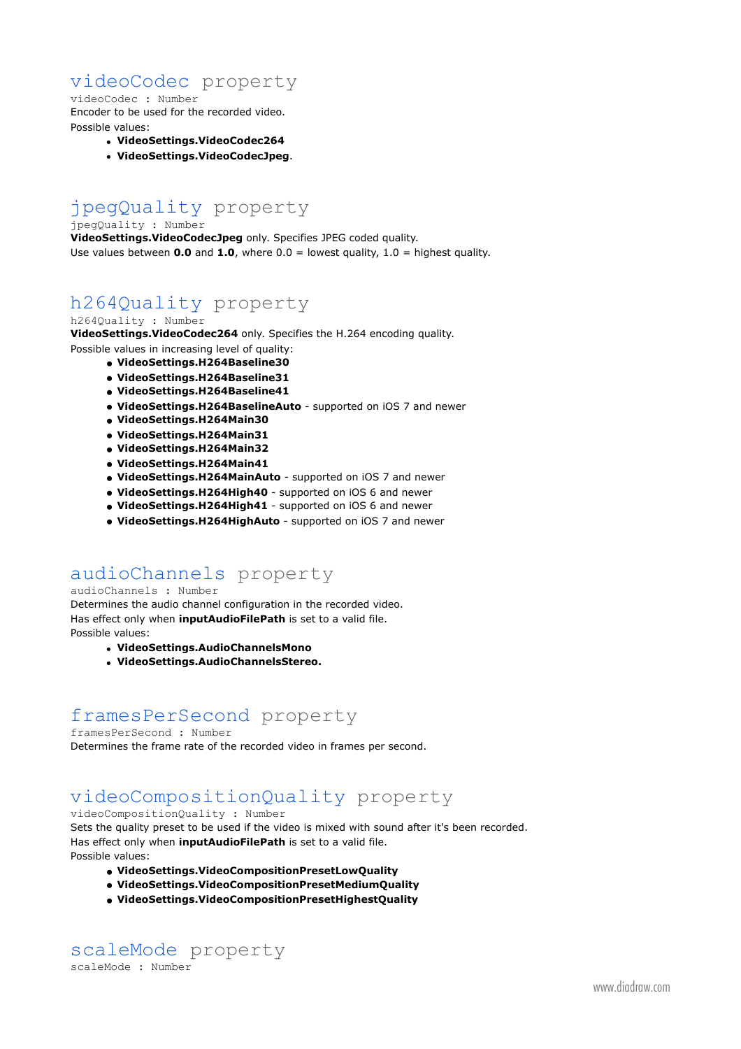## videoCodec property

videoCodec : Number

Encoder to be used for the recorded video.

Possible values:

- **VideoSettings.VideoCodec264**
- **VideoSettings.VideoCodecJpeg**.

## jpegQuality property

jpegQuality : Number

**VideoSettings.VideoCodecJpeg** only. Specifies JPEG coded quality.

Use values between **0.0** and **1.0**, where 0.0 = lowest quality, 1.0 = highest quality.

## h264Quality property

h264Quality : Number

**VideoSettings.VideoCodec264** only. Specifies the H.264 encoding quality.

Possible values in increasing level of quality:

- **VideoSettings.H264Baseline30**
- **VideoSettings.H264Baseline31**
- **VideoSettings.H264Baseline41**
- **VideoSettings.H264BaselineAuto** - supported on iOS 7 and newer
- **VideoSettings.H264Main30**
- **VideoSettings.H264Main31**
- **VideoSettings.H264Main32**
- **VideoSettings.H264Main41**
- **VideoSettings.H264MainAuto** - supported on iOS 7 and newer
- **VideoSettings.H264High40** - supported on iOS 6 and newer
- **VideoSettings.H264High41** - supported on iOS 6 and newer
- **VideoSettings.H264HighAuto** - supported on iOS 7 and newer

## audioChannels property

audioChannels : Number

Determines the audio channel configuration in the recorded video.

Has effect only when **inputAudioFilePath** is set to a valid file.

Possible values:

- **VideoSettings.AudioChannelsMono**
- **VideoSettings.AudioChannelsStereo.**

## framesPerSecond property

framesPerSecond : Number

Determines the frame rate of the recorded video in frames per second.

## videoCompositionQuality property

videoCompositionQuality : Number

Sets the quality preset to be used if the video is mixed with sound after it's been recorded.

Has effect only when **inputAudioFilePath** is set to a valid file.

Possible values:

- **VideoSettings.VideoCompositionPresetLowQuality**
- **VideoSettings.VideoCompositionPresetMediumQuality**
- **VideoSettings.VideoCompositionPresetHighestQuality**

## scaleMode property

scaleMode : Number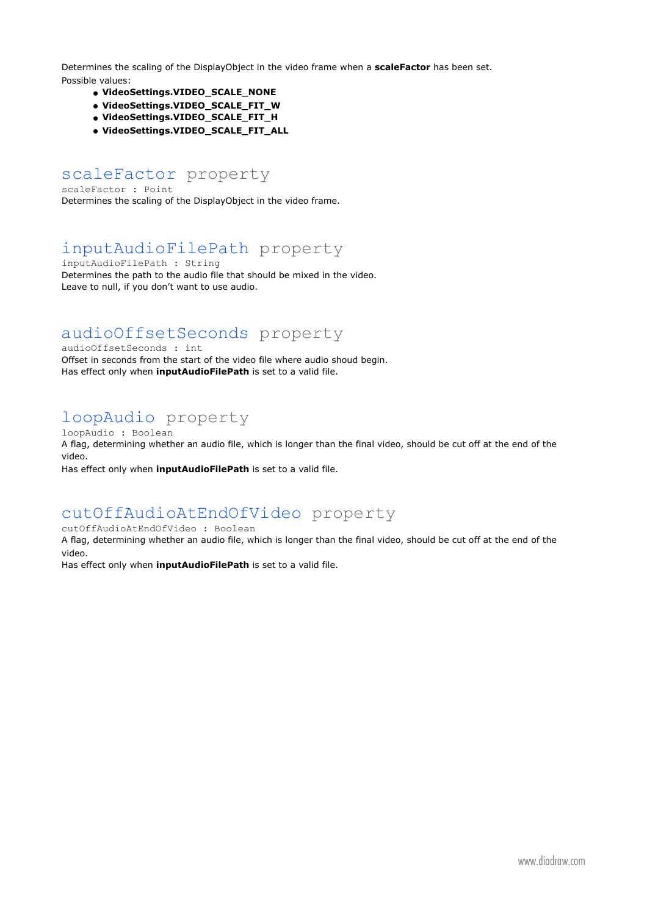Determines the scaling of the DisplayObject in the video frame when a **scaleFactor** has been set.
Possible values:

- **VideoSettings.VIDEO_SCALE_NONE**
- **VideoSettings.VIDEO_SCALE_FIT_W**
- **VideoSettings.VIDEO_SCALE_FIT_H**
- **VideoSettings.VIDEO_SCALE_FIT_ALL**

## scaleFactor property

```
scaleFactor : Point
```

Determines the scaling of the DisplayObject in the video frame.

## inputAudioFilePath property

```
inputAudioFilePath : String
```

Determines the path to the audio file that should be mixed in the video.
Leave to null, if you don't want to use audio.

## audioOffsetSeconds property

```
audioOffsetSeconds : int
```

Offset in seconds from the start of the video file where audio shoud begin.
Has effect only when **inputAudioFilePath** is set to a valid file.

## loopAudio property

```
loopAudio : Boolean
```

A flag, determining whether an audio file, which is longer than the final video, should be cut off at the end of the video.
Has effect only when **inputAudioFilePath** is set to a valid file.

## cutOffAudioAtEndOfVideo property

```
cutOffAudioAtEndOfVideo : Boolean
```

A flag, determining whether an audio file, which is longer than the final video, should be cut off at the end of the video.
Has effect only when **inputAudioFilePath** is set to a valid file.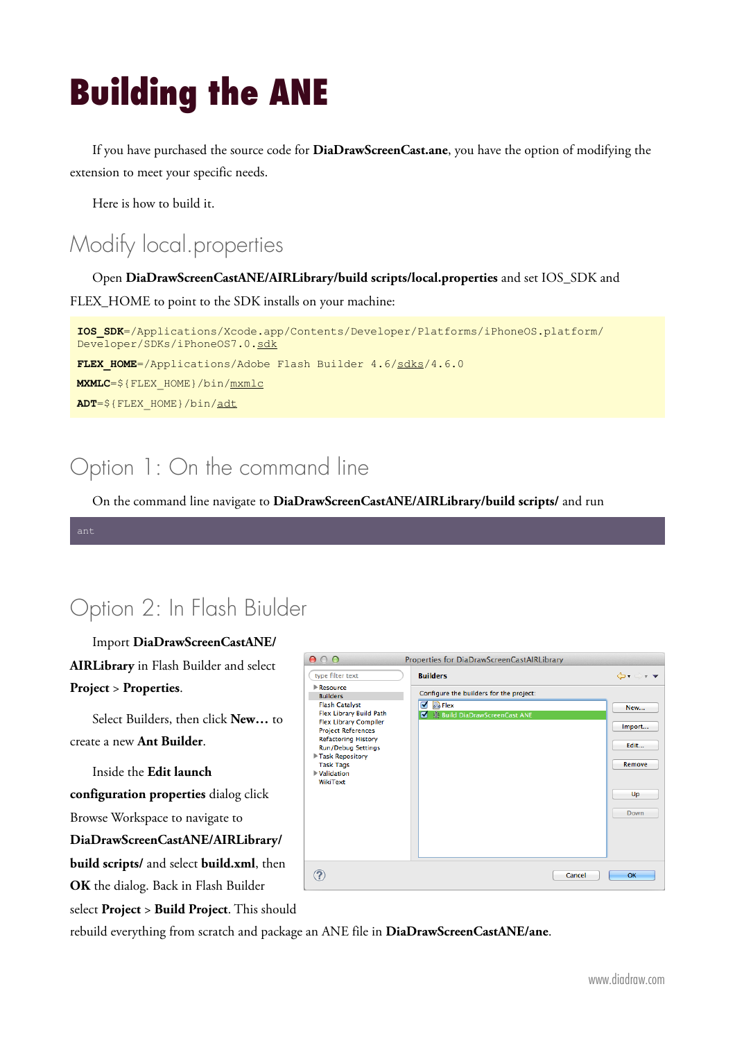# Building the ANE

If you have purchased the source code for **DiaDrawScreenCast.ane**, you have the option of modifying the extension to meet your specific needs.

Here is how to build it.

## Modify local.properties

Open **DiaDrawScreenCastANE/AIRLibrary/build scripts/local.properties** and set IOS_SDK and FLEX_HOME to point to the SDK installs on your machine:

```
IOS_SDK=/Applications/Xcode.app/Contents/Developer/Platforms/iPhoneOS.platform/Developer/SDKs/iPhoneOS7.0.sdk
FLEX_HOME=/Applications/Adobe Flash Builder 4.6/sdks/4.6.0
MXMLC=${FLEX_HOME}/bin/mxmlc
ADT=${FLEX_HOME}/bin/adt
```

## Option 1: On the command line

On the command line navigate to **DiaDrawScreenCastANE/AIRLibrary/build scripts/** and run

```
ant
```

## Option 2: In Flash Builder

Import **DiaDrawScreenCastANE/AIRLibrary** in Flash Builder and select **Project** > **Properties**.

Select Builders, then click **New…** to create a new **Ant Builder**.

Inside the **Edit launch configuration properties** dialog click Browse Workspace to navigate to **DiaDrawScreenCastANE/AIRLibrary/build scripts/** and select **build.xml**, then **OK** the dialog. Back in Flash Builder select **Project** > **Build Project**. This should rebuild everything from scratch and package an ANE file in **DiaDrawScreenCastANE/ane**.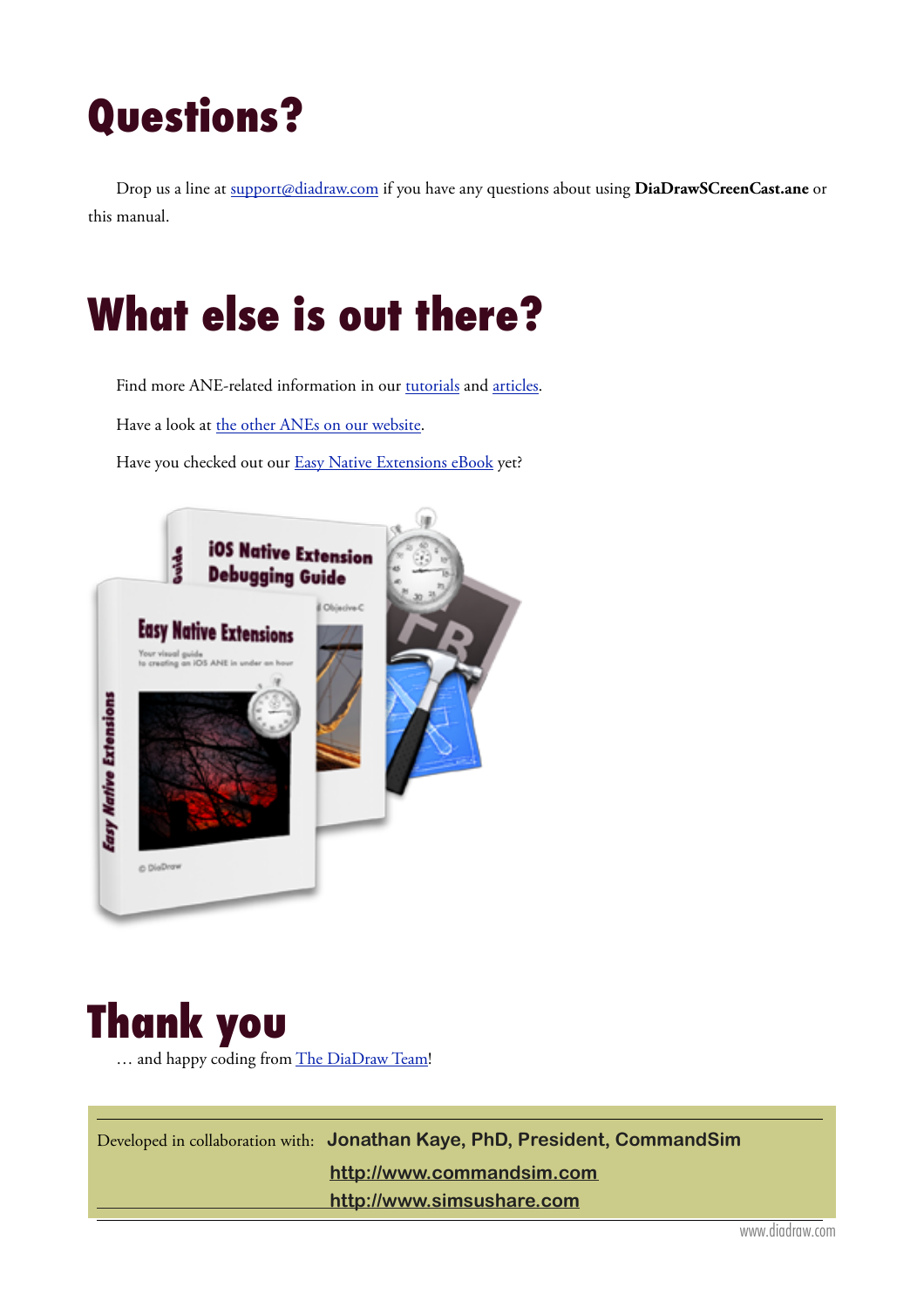# Questions?

Drop us a line at support@diadraw.com if you have any questions about using **DiaDrawSCreenCast.ane** or this manual.

# What else is out there?

Find more ANE-related information in our tutorials and articles.

Have a look at the other ANEs on our website.

Have you checked out our Easy Native Extensions eBook yet?

# Thank you

… and happy coding from The DiaDraw Team!

| | |
|---|---|
| Developed in collaboration with: | **Jonathan Kaye, PhD, President, CommandSim** |
| | **http://www.commandsim.com** |
| | **http://www.simsushare.com** |